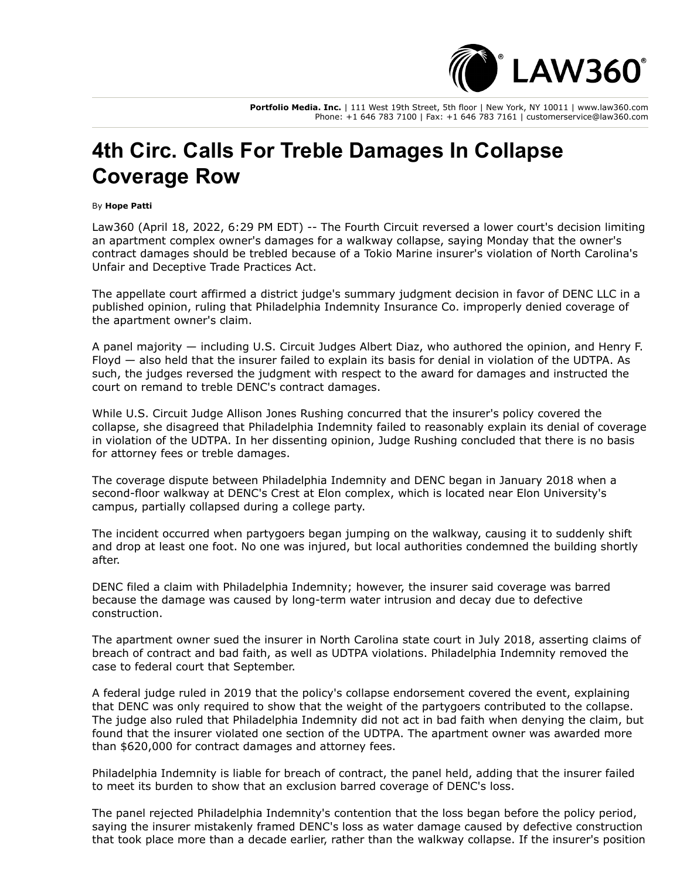Portfolio Media. Inc. | 111 West 19th Street, 5th floor | New York, NY 10011 | www.law360.com
Phone: +1 646 783 7100 | Fax: +1 646 783 7161 | customerservice@law360.com

# 4th Circ. Calls For Treble Damages In Collapse Coverage Row

By **Hope Patti**

Law360 (April 18, 2022, 6:29 PM EDT) -- The Fourth Circuit reversed a lower court's decision limiting an apartment complex owner's damages for a walkway collapse, saying Monday that the owner's contract damages should be trebled because of a Tokio Marine insurer's violation of North Carolina's Unfair and Deceptive Trade Practices Act.

The appellate court affirmed a district judge's summary judgment decision in favor of DENC LLC in a published opinion, ruling that Philadelphia Indemnity Insurance Co. improperly denied coverage of the apartment owner's claim.

A panel majority — including U.S. Circuit Judges Albert Diaz, who authored the opinion, and Henry F. Floyd — also held that the insurer failed to explain its basis for denial in violation of the UDTPA. As such, the judges reversed the judgment with respect to the award for damages and instructed the court on remand to treble DENC's contract damages.

While U.S. Circuit Judge Allison Jones Rushing concurred that the insurer's policy covered the collapse, she disagreed that Philadelphia Indemnity failed to reasonably explain its denial of coverage in violation of the UDTPA. In her dissenting opinion, Judge Rushing concluded that there is no basis for attorney fees or treble damages.

The coverage dispute between Philadelphia Indemnity and DENC began in January 2018 when a second-floor walkway at DENC's Crest at Elon complex, which is located near Elon University's campus, partially collapsed during a college party.

The incident occurred when partygoers began jumping on the walkway, causing it to suddenly shift and drop at least one foot. No one was injured, but local authorities condemned the building shortly after.

DENC filed a claim with Philadelphia Indemnity; however, the insurer said coverage was barred because the damage was caused by long-term water intrusion and decay due to defective construction.

The apartment owner sued the insurer in North Carolina state court in July 2018, asserting claims of breach of contract and bad faith, as well as UDTPA violations. Philadelphia Indemnity removed the case to federal court that September.

A federal judge ruled in 2019 that the policy's collapse endorsement covered the event, explaining that DENC was only required to show that the weight of the partygoers contributed to the collapse. The judge also ruled that Philadelphia Indemnity did not act in bad faith when denying the claim, but found that the insurer violated one section of the UDTPA. The apartment owner was awarded more than $620,000 for contract damages and attorney fees.

Philadelphia Indemnity is liable for breach of contract, the panel held, adding that the insurer failed to meet its burden to show that an exclusion barred coverage of DENC's loss.

The panel rejected Philadelphia Indemnity's contention that the loss began before the policy period, saying the insurer mistakenly framed DENC's loss as water damage caused by defective construction that took place more than a decade earlier, rather than the walkway collapse. If the insurer's position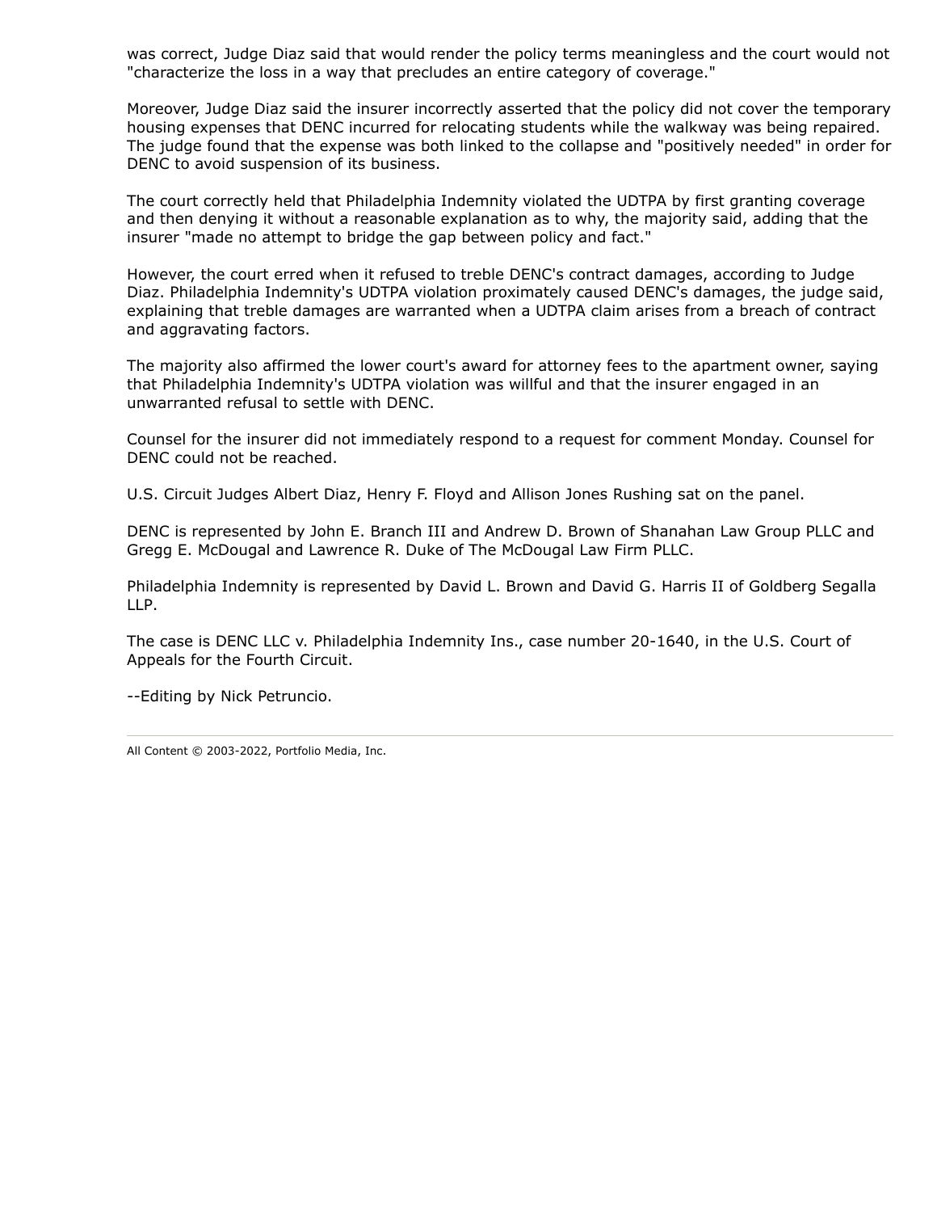was correct, Judge Diaz said that would render the policy terms meaningless and the court would not "characterize the loss in a way that precludes an entire category of coverage."

Moreover, Judge Diaz said the insurer incorrectly asserted that the policy did not cover the temporary housing expenses that DENC incurred for relocating students while the walkway was being repaired. The judge found that the expense was both linked to the collapse and "positively needed" in order for DENC to avoid suspension of its business.

The court correctly held that Philadelphia Indemnity violated the UDTPA by first granting coverage and then denying it without a reasonable explanation as to why, the majority said, adding that the insurer "made no attempt to bridge the gap between policy and fact."

However, the court erred when it refused to treble DENC's contract damages, according to Judge Diaz. Philadelphia Indemnity's UDTPA violation proximately caused DENC's damages, the judge said, explaining that treble damages are warranted when a UDTPA claim arises from a breach of contract and aggravating factors.

The majority also affirmed the lower court's award for attorney fees to the apartment owner, saying that Philadelphia Indemnity's UDTPA violation was willful and that the insurer engaged in an unwarranted refusal to settle with DENC.

Counsel for the insurer did not immediately respond to a request for comment Monday. Counsel for DENC could not be reached.

U.S. Circuit Judges Albert Diaz, Henry F. Floyd and Allison Jones Rushing sat on the panel.

DENC is represented by John E. Branch III and Andrew D. Brown of Shanahan Law Group PLLC and Gregg E. McDougal and Lawrence R. Duke of The McDougal Law Firm PLLC.

Philadelphia Indemnity is represented by David L. Brown and David G. Harris II of Goldberg Segalla LLP.

The case is DENC LLC v. Philadelphia Indemnity Ins., case number 20-1640, in the U.S. Court of Appeals for the Fourth Circuit.

--Editing by Nick Petruncio.

All Content © 2003-2022, Portfolio Media, Inc.